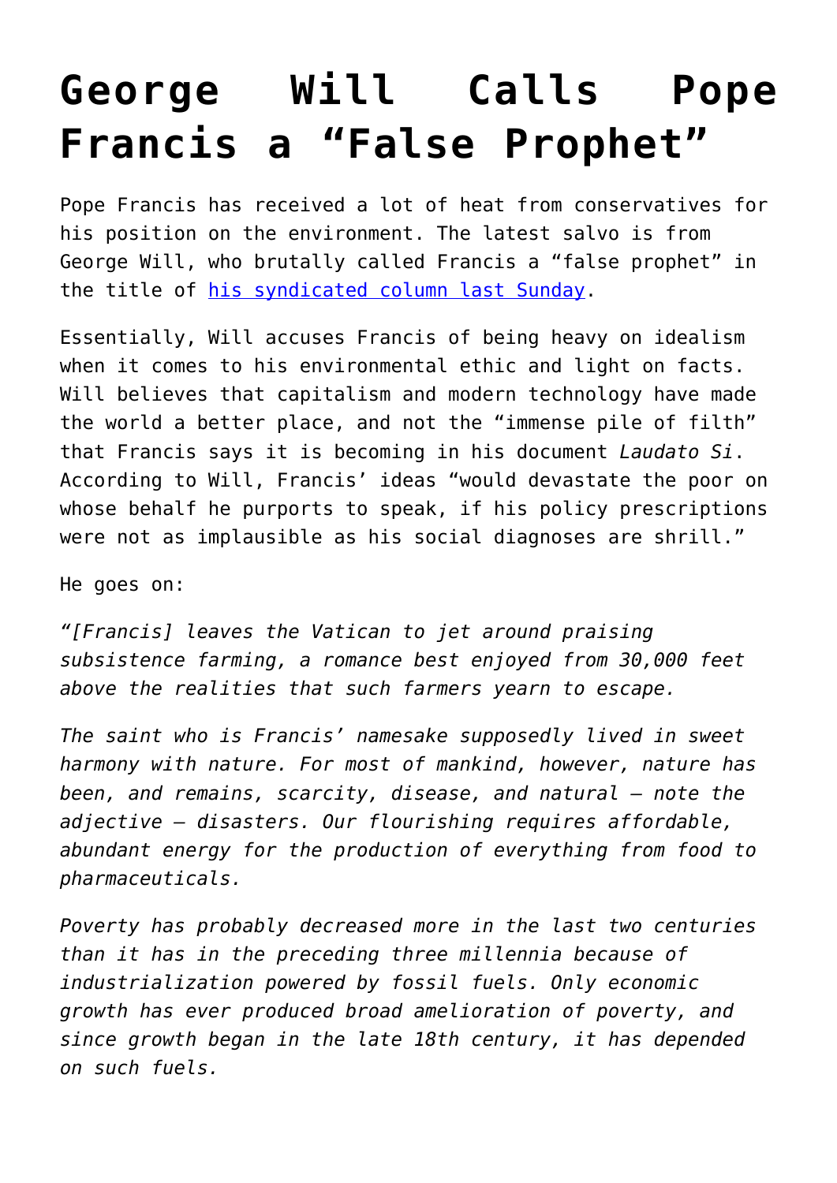# George Will Calls Pope Francis a "False Prophet"

Pope Francis has received a lot of heat from conservatives for his position on the environment. The latest salvo is from George Will, who brutally called Francis a "false prophet" in the title of his syndicated column last Sunday.

Essentially, Will accuses Francis of being heavy on idealism when it comes to his environmental ethic and light on facts. Will believes that capitalism and modern technology have made the world a better place, and not the "immense pile of filth" that Francis says it is becoming in his document *Laudato Si*. According to Will, Francis' ideas "would devastate the poor on whose behalf he purports to speak, if his policy prescriptions were not as implausible as his social diagnoses are shrill."

He goes on:

*"[Francis] leaves the Vatican to jet around praising subsistence farming, a romance best enjoyed from 30,000 feet above the realities that such farmers yearn to escape.*

*The saint who is Francis' namesake supposedly lived in sweet harmony with nature. For most of mankind, however, nature has been, and remains, scarcity, disease, and natural – note the adjective – disasters. Our flourishing requires affordable, abundant energy for the production of everything from food to pharmaceuticals.*

*Poverty has probably decreased more in the last two centuries than it has in the preceding three millennia because of industrialization powered by fossil fuels. Only economic growth has ever produced broad amelioration of poverty, and since growth began in the late 18th century, it has depended on such fuels.*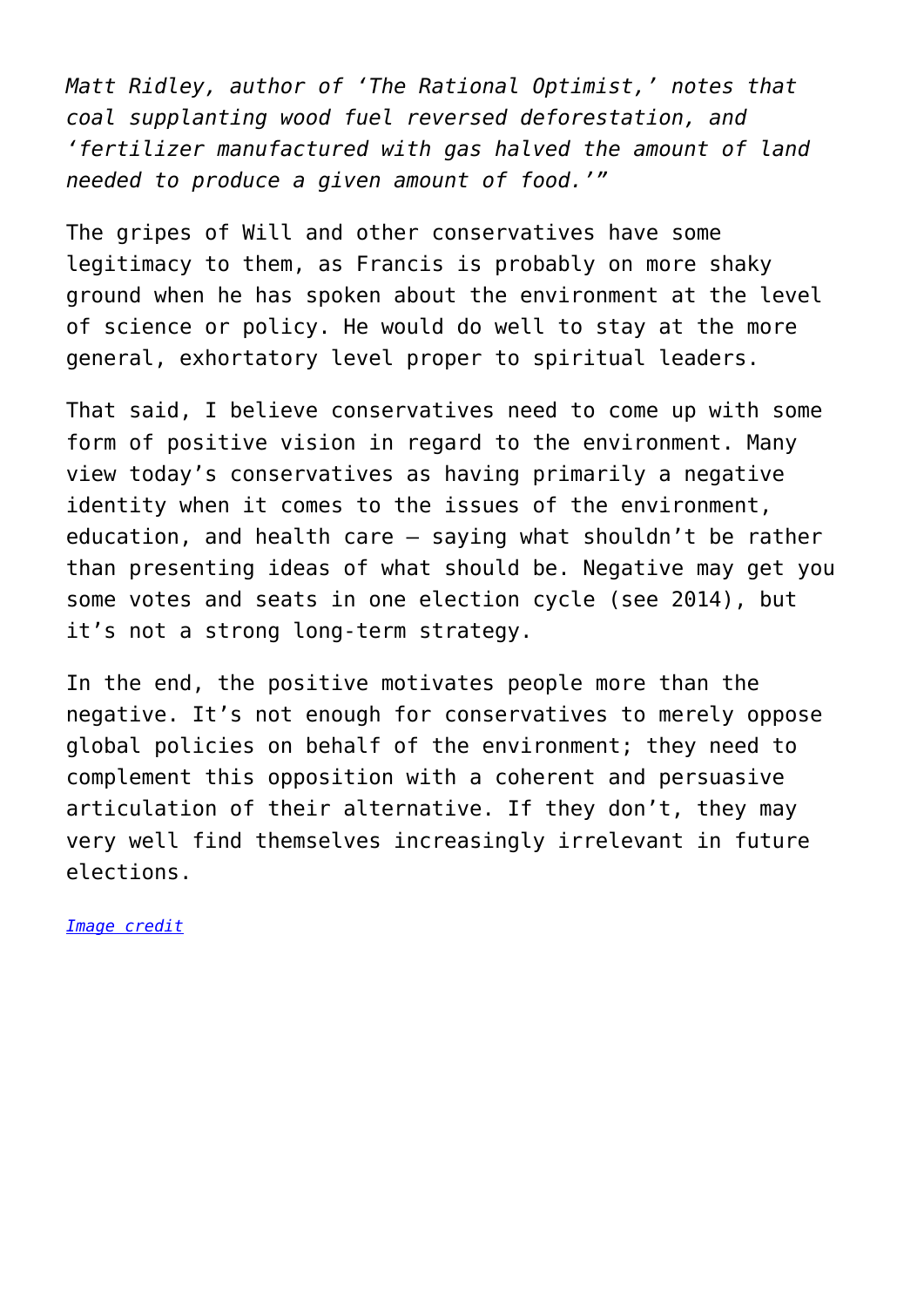*Matt Ridley, author of 'The Rational Optimist,' notes that coal supplanting wood fuel reversed deforestation, and 'fertilizer manufactured with gas halved the amount of land needed to produce a given amount of food.'"*

The gripes of Will and other conservatives have some legitimacy to them, as Francis is probably on more shaky ground when he has spoken about the environment at the level of science or policy. He would do well to stay at the more general, exhortatory level proper to spiritual leaders.

That said, I believe conservatives need to come up with some form of positive vision in regard to the environment. Many view today's conservatives as having primarily a negative identity when it comes to the issues of the environment, education, and health care – saying what shouldn't be rather than presenting ideas of what should be. Negative may get you some votes and seats in one election cycle (see 2014), but it's not a strong long-term strategy.

In the end, the positive motivates people more than the negative. It's not enough for conservatives to merely oppose global policies on behalf of the environment; they need to complement this opposition with a coherent and persuasive articulation of their alternative. If they don't, they may very well find themselves increasingly irrelevant in future elections.

*Image credit*